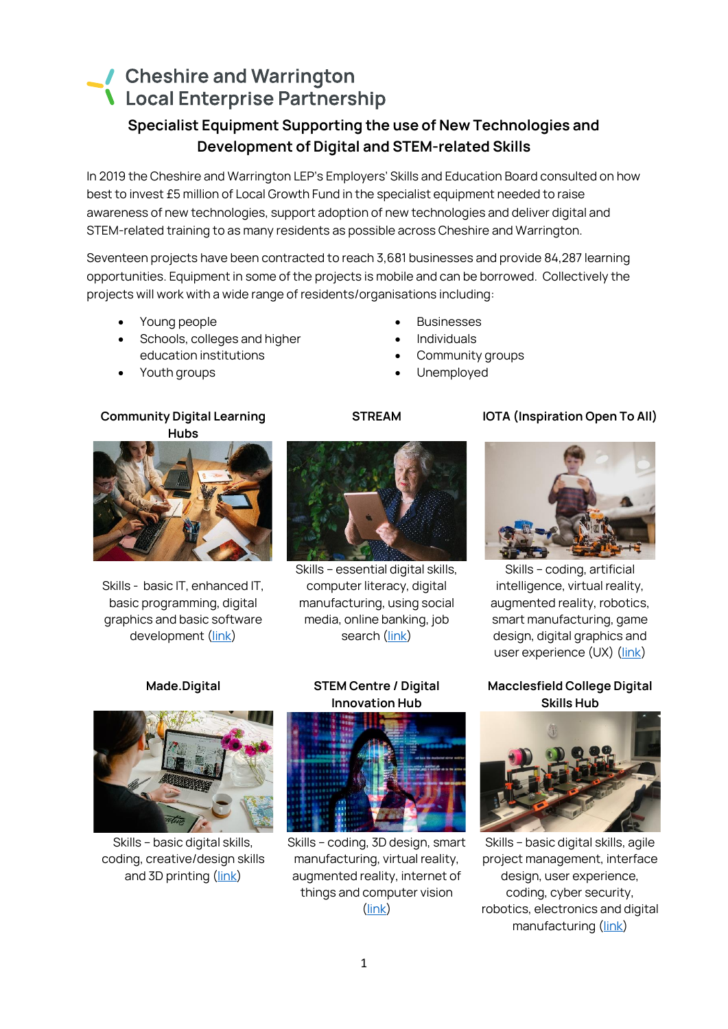# Cheshire and Warrington Local Enterprise Partnership

## Specialist Equipment Supporting the use of New Technologies and Development of Digital and STEM-related Skills

In 2019 the Cheshire and Warrington LEP's Employers' Skills and Education Board consulted on how best to invest £5 million of Local Growth Fund in the specialist equipment needed to raise awareness of new technologies, support adoption of new technologies and deliver digital and STEM-related training to as many residents as possible across Cheshire and Warrington.

Seventeen projects have been contracted to reach 3,681 businesses and provide 84,287 learning opportunities. Equipment in some of the projects is mobile and can be borrowed. Collectively the projects will work with a wide range of residents/organisations including:

- Young people
- Schools, colleges and higher education institutions
- Youth groups
- Businesses
- Individuals
- Community groups
- Unemployed

### Community Digital Learning Hubs

Skills - basic IT, enhanced IT, basic programming, digital graphics and basic software development (link)

### STREAM

Skills – essential digital skills, computer literacy, digital manufacturing, using social media, online banking, job search (link)

### IOTA (Inspiration Open To All)

Skills – coding, artificial intelligence, virtual reality, augmented reality, robotics, smart manufacturing, game design, digital graphics and user experience (UX) (link)

### Made.Digital

Skills – basic digital skills, coding, creative/design skills and 3D printing (link)

### STEM Centre / Digital Innovation Hub

Skills – coding, 3D design, smart manufacturing, virtual reality, augmented reality, internet of things and computer vision (link)

### Macclesfield College Digital Skills Hub

Skills – basic digital skills, agile project management, interface design, user experience, coding, cyber security, robotics, electronics and digital manufacturing (link)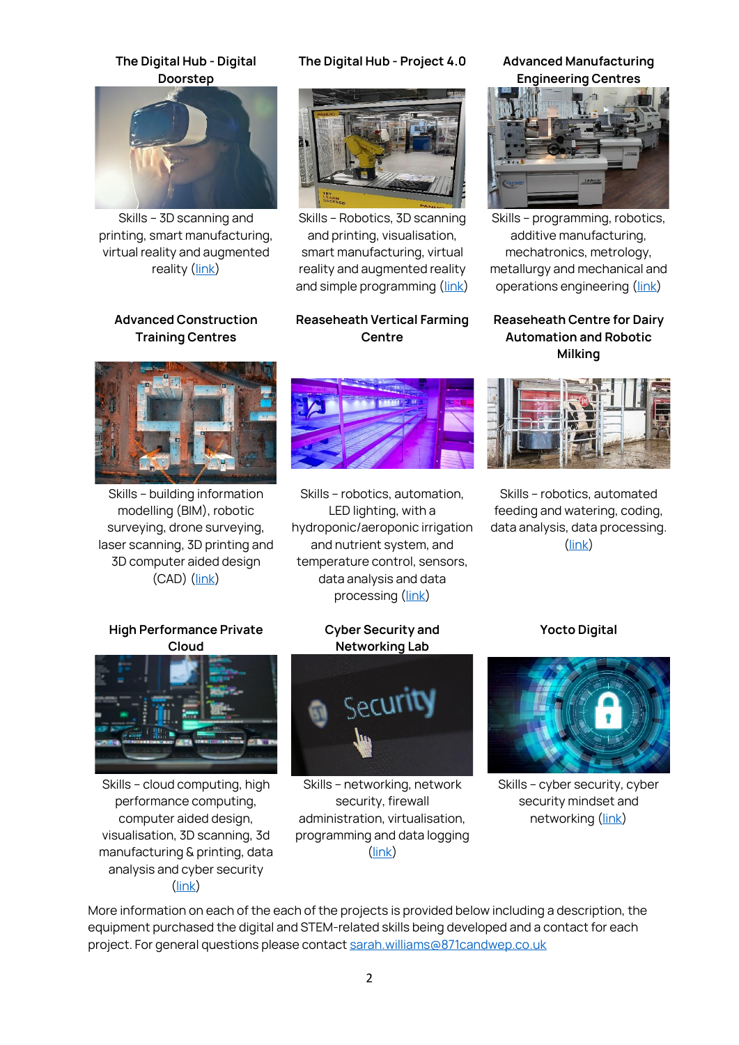**The Digital Hub - Digital Doorstep**

Skills – 3D scanning and printing, smart manufacturing, virtual reality and augmented reality (link)

**The Digital Hub - Project 4.0**

Skills – Robotics, 3D scanning and printing, visualisation, smart manufacturing, virtual reality and augmented reality and simple programming (link)

**Advanced Manufacturing Engineering Centres**

Skills – programming, robotics, additive manufacturing, mechatronics, metrology, metallurgy and mechanical and operations engineering (link)

**Advanced Construction Training Centres**

Skills – building information modelling (BIM), robotic surveying, drone surveying, laser scanning, 3D printing and 3D computer aided design (CAD) (link)

**Reaseheath Vertical Farming Centre**

Skills – robotics, automation, LED lighting, with a hydroponic/aeroponic irrigation and nutrient system, and temperature control, sensors, data analysis and data processing (link)

**Reaseheath Centre for Dairy Automation and Robotic Milking**

Skills – robotics, automated feeding and watering, coding, data analysis, data processing. (link)

**High Performance Private Cloud**

Skills – cloud computing, high performance computing, computer aided design, visualisation, 3D scanning, 3d manufacturing & printing, data analysis and cyber security (link)

**Cyber Security and Networking Lab**

Skills – networking, network security, firewall administration, virtualisation, programming and data logging (link)

**Yocto Digital**

Skills – cyber security, cyber security mindset and networking (link)

More information on each of the each of the projects is provided below including a description, the equipment purchased the digital and STEM-related skills being developed and a contact for each project. For general questions please contact sarah.williams@871candwep.co.uk